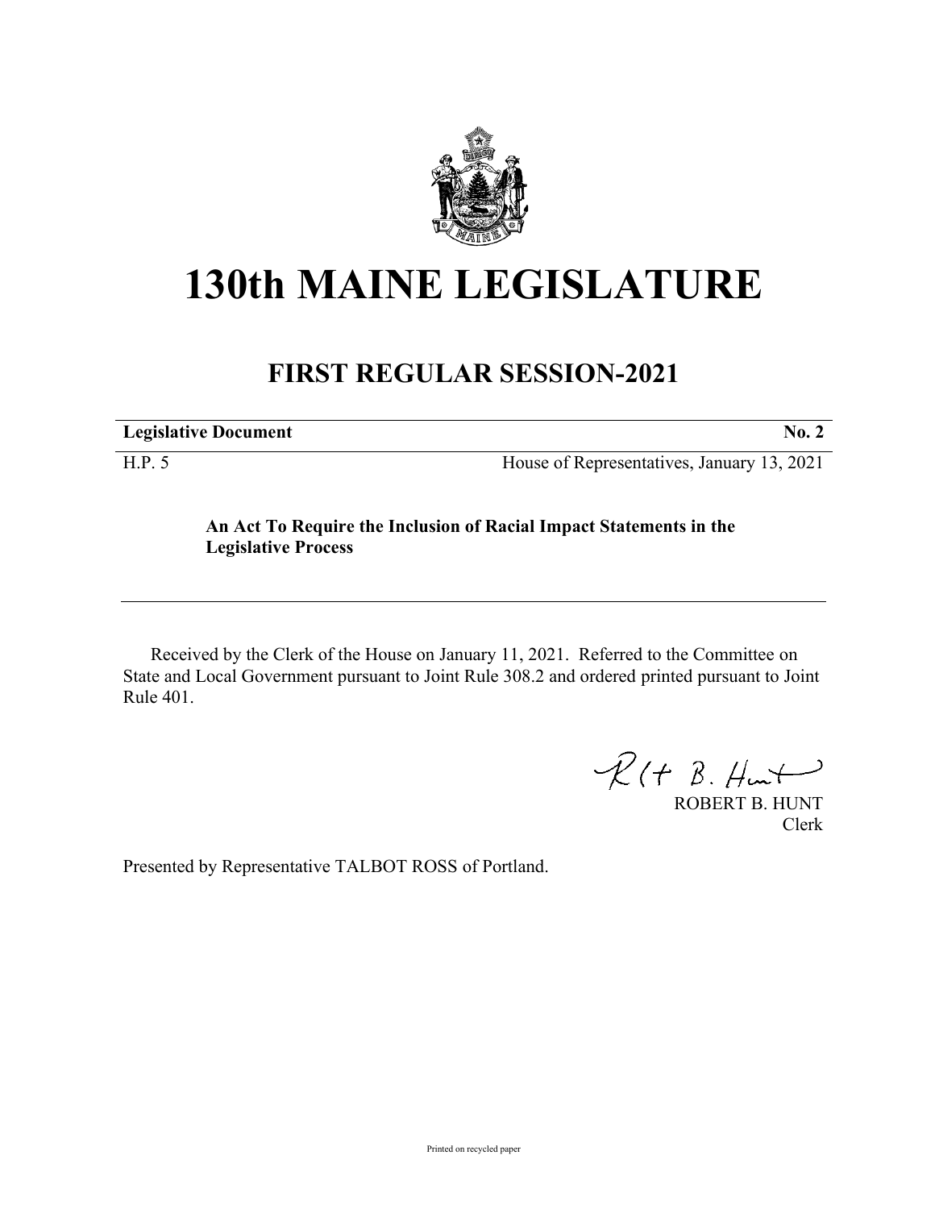# 130th MAINE LEGISLATURE

## FIRST REGULAR SESSION-2021

| **Legislative Document** | **No. 2** |
|---|---|
| H.P. 5 | House of Representatives, January 13, 2021 |

**An Act To Require the Inclusion of Racial Impact Statements in the Legislative Process**

Received by the Clerk of the House on January 11, 2021. Referred to the Committee on State and Local Government pursuant to Joint Rule 308.2 and ordered printed pursuant to Joint Rule 401.

ROBERT B. HUNT
Clerk

Presented by Representative TALBOT ROSS of Portland.

Printed on recycled paper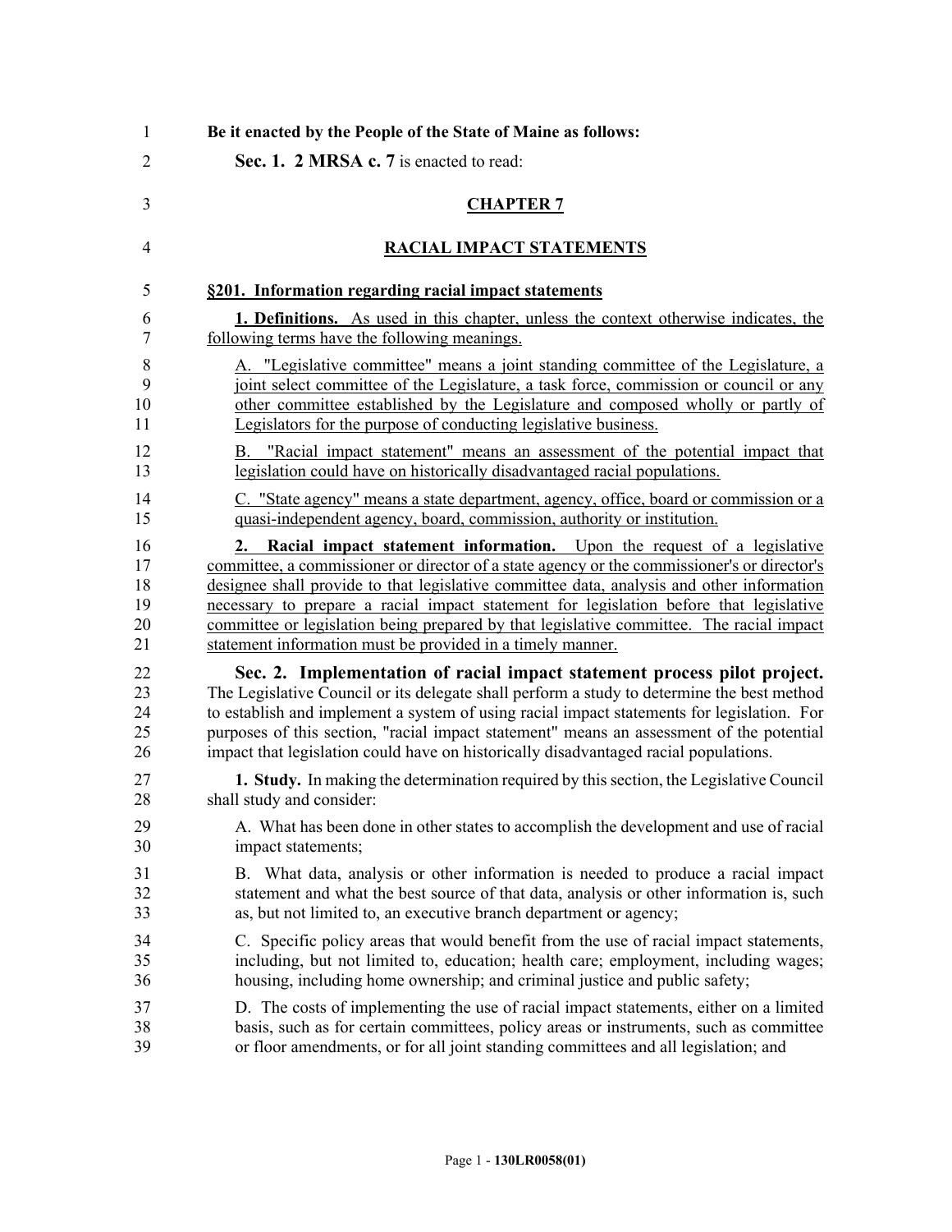**Be it enacted by the People of the State of Maine as follows:**

**Sec. 1. 2 MRSA c. 7** is enacted to read:

## CHAPTER 7

## RACIAL IMPACT STATEMENTS

### §201. Information regarding racial impact statements

**1. Definitions.** As used in this chapter, unless the context otherwise indicates, the following terms have the following meanings.

A. "Legislative committee" means a joint standing committee of the Legislature, a joint select committee of the Legislature, a task force, commission or council or any other committee established by the Legislature and composed wholly or partly of Legislators for the purpose of conducting legislative business.

B. "Racial impact statement" means an assessment of the potential impact that legislation could have on historically disadvantaged racial populations.

C. "State agency" means a state department, agency, office, board or commission or a quasi-independent agency, board, commission, authority or institution.

**2. Racial impact statement information.** Upon the request of a legislative committee, a commissioner or director of a state agency or the commissioner's or director's designee shall provide to that legislative committee data, analysis and other information necessary to prepare a racial impact statement for legislation before that legislative committee or legislation being prepared by that legislative committee. The racial impact statement information must be provided in a timely manner.

**Sec. 2. Implementation of racial impact statement process pilot project.** The Legislative Council or its delegate shall perform a study to determine the best method to establish and implement a system of using racial impact statements for legislation. For purposes of this section, "racial impact statement" means an assessment of the potential impact that legislation could have on historically disadvantaged racial populations.

**1. Study.** In making the determination required by this section, the Legislative Council shall study and consider:

A. What has been done in other states to accomplish the development and use of racial impact statements;

B. What data, analysis or other information is needed to produce a racial impact statement and what the best source of that data, analysis or other information is, such as, but not limited to, an executive branch department or agency;

C. Specific policy areas that would benefit from the use of racial impact statements, including, but not limited to, education; health care; employment, including wages; housing, including home ownership; and criminal justice and public safety;

D. The costs of implementing the use of racial impact statements, either on a limited basis, such as for certain committees, policy areas or instruments, such as committee or floor amendments, or for all joint standing committees and all legislation; and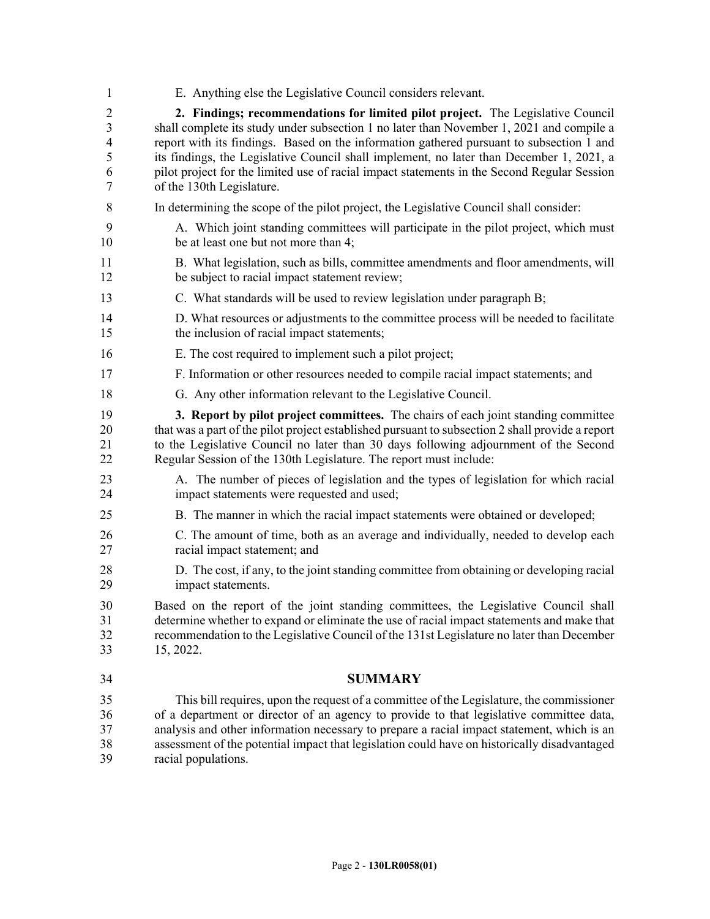E. Anything else the Legislative Council considers relevant.

**2. Findings; recommendations for limited pilot project.** The Legislative Council shall complete its study under subsection 1 no later than November 1, 2021 and compile a report with its findings. Based on the information gathered pursuant to subsection 1 and its findings, the Legislative Council shall implement, no later than December 1, 2021, a pilot project for the limited use of racial impact statements in the Second Regular Session of the 130th Legislature.

In determining the scope of the pilot project, the Legislative Council shall consider:

A. Which joint standing committees will participate in the pilot project, which must be at least one but not more than 4;

B. What legislation, such as bills, committee amendments and floor amendments, will be subject to racial impact statement review;

C. What standards will be used to review legislation under paragraph B;

D. What resources or adjustments to the committee process will be needed to facilitate the inclusion of racial impact statements;

E. The cost required to implement such a pilot project;

F. Information or other resources needed to compile racial impact statements; and

G. Any other information relevant to the Legislative Council.

**3. Report by pilot project committees.** The chairs of each joint standing committee that was a part of the pilot project established pursuant to subsection 2 shall provide a report to the Legislative Council no later than 30 days following adjournment of the Second Regular Session of the 130th Legislature. The report must include:

A. The number of pieces of legislation and the types of legislation for which racial impact statements were requested and used;

B. The manner in which the racial impact statements were obtained or developed;

C. The amount of time, both as an average and individually, needed to develop each racial impact statement; and

D. The cost, if any, to the joint standing committee from obtaining or developing racial impact statements.

Based on the report of the joint standing committees, the Legislative Council shall determine whether to expand or eliminate the use of racial impact statements and make that recommendation to the Legislative Council of the 131st Legislature no later than December 15, 2022.

## SUMMARY

This bill requires, upon the request of a committee of the Legislature, the commissioner of a department or director of an agency to provide to that legislative committee data, analysis and other information necessary to prepare a racial impact statement, which is an assessment of the potential impact that legislation could have on historically disadvantaged racial populations.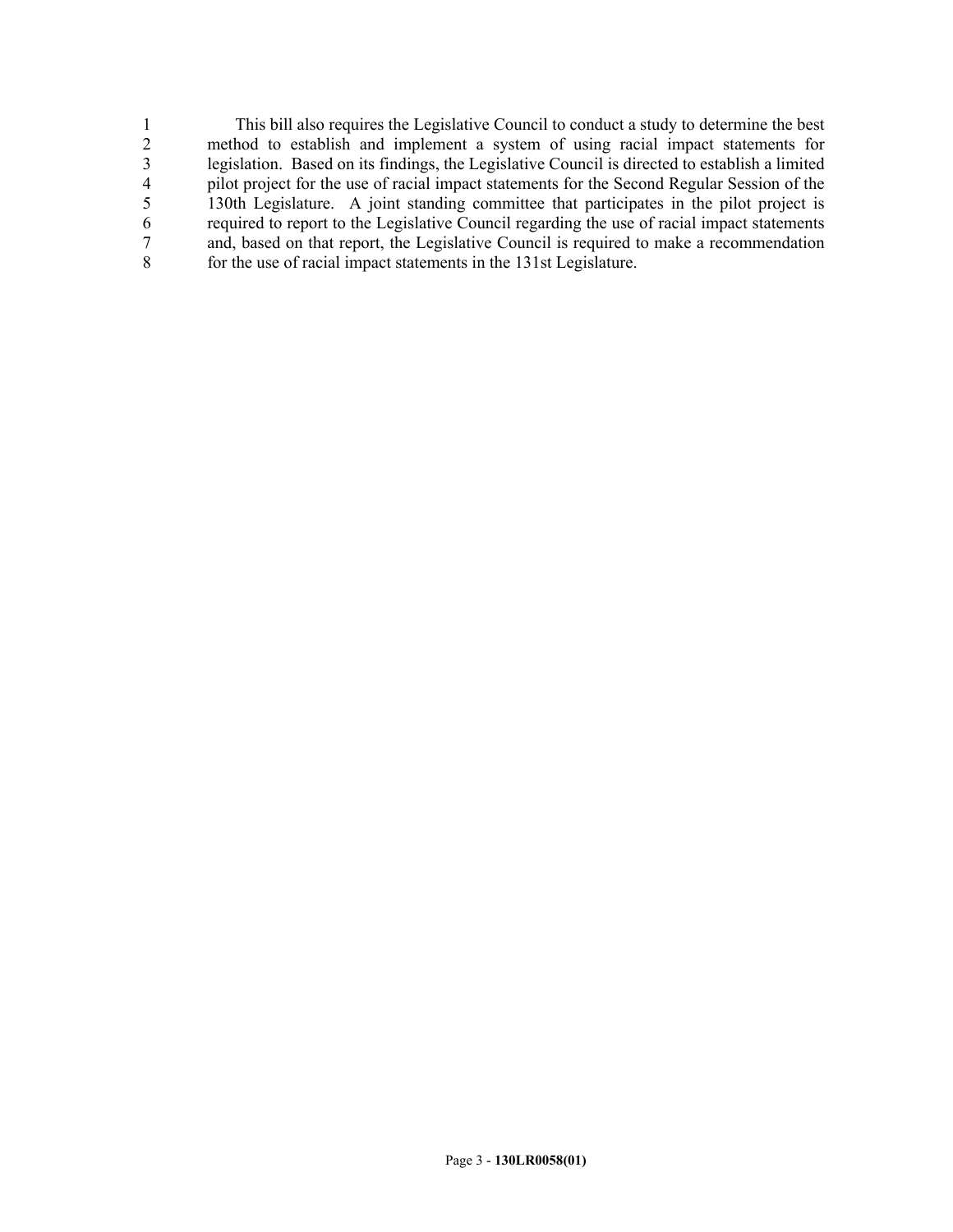This bill also requires the Legislative Council to conduct a study to determine the best method to establish and implement a system of using racial impact statements for legislation. Based on its findings, the Legislative Council is directed to establish a limited pilot project for the use of racial impact statements for the Second Regular Session of the 130th Legislature. A joint standing committee that participates in the pilot project is required to report to the Legislative Council regarding the use of racial impact statements and, based on that report, the Legislative Council is required to make a recommendation for the use of racial impact statements in the 131st Legislature.